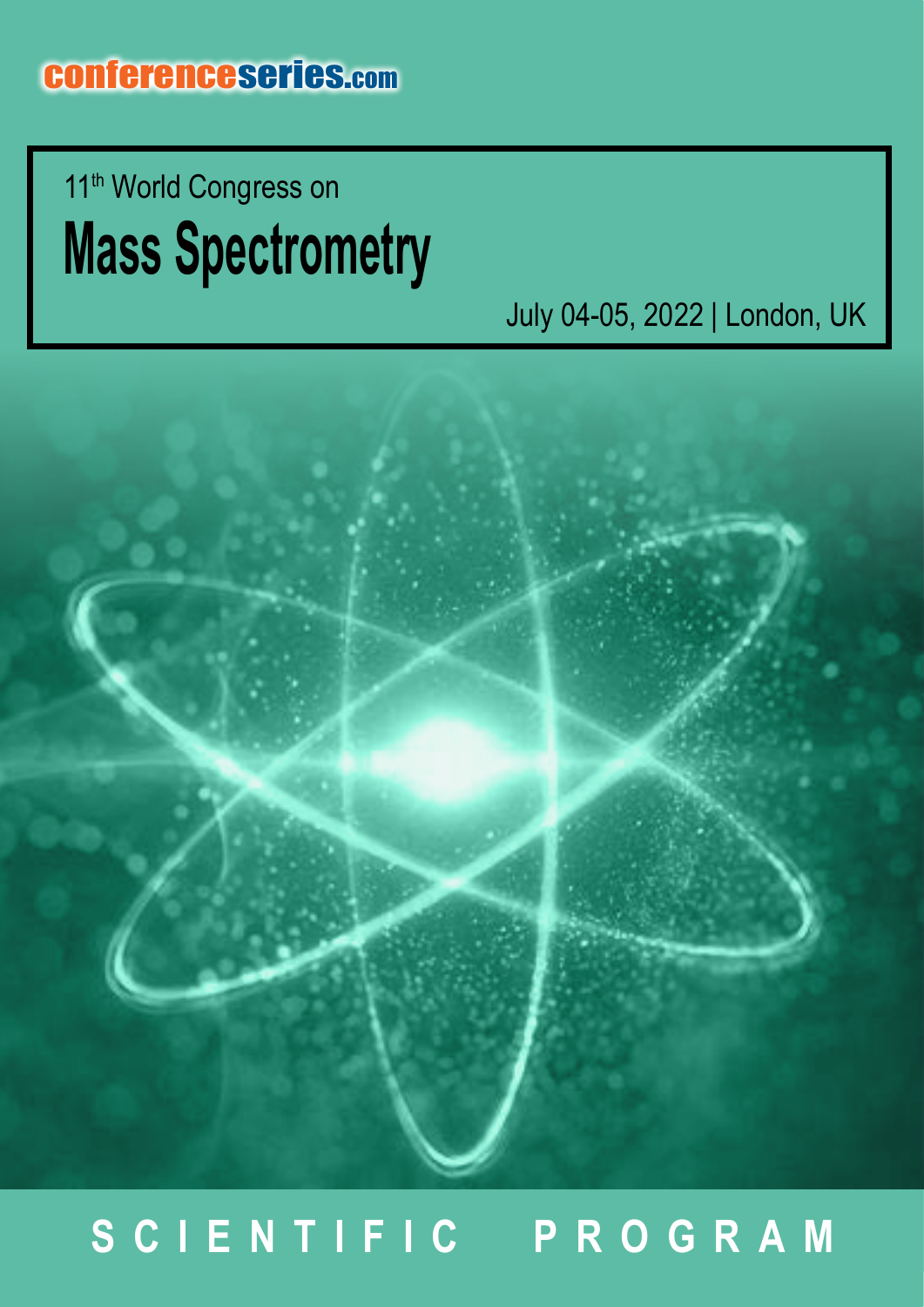conferenceseries.com

11th World Congress on

# Mass Spectrometry

July 04-05, 2022 | London, UK

## SCIENTIFIC PROGRAM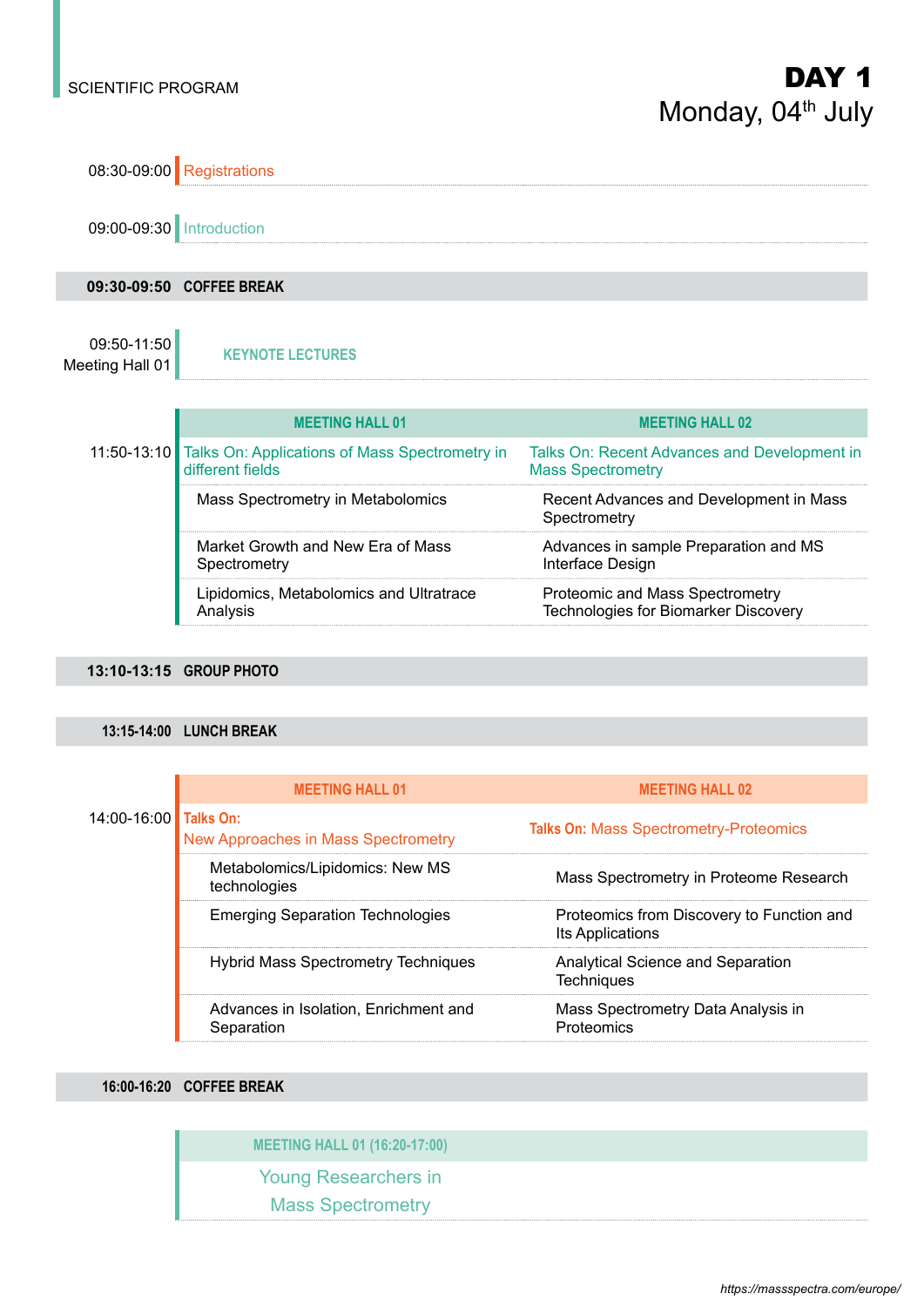SCIENTIFIC PROGRAM

# DAY 1

## Monday, 04th July

08:30-09:00 Registrations

09:00-09:30 Introduction

**09:30-09:50 COFFEE BREAK**

09:50-11:50
Meeting Hall 01

**KEYNOTE LECTURES**

| 11:50-13:10 | MEETING HALL 01 | MEETING HALL 02 |
|---|---|---|
| | Talks On: Applications of Mass Spectrometry in different fields | Talks On: Recent Advances and Development in Mass Spectrometry |
| | Mass Spectrometry in Metabolomics | Recent Advances and Development in Mass Spectrometry |
| | Market Growth and New Era of Mass Spectrometry | Advances in sample Preparation and MS Interface Design |
| | Lipidomics, Metabolomics and Ultratrace Analysis | Proteomic and Mass Spectrometry Technologies for Biomarker Discovery |

**13:10-13:15 GROUP PHOTO**

**13:15-14:00 LUNCH BREAK**

| 14:00-16:00 | MEETING HALL 01 | MEETING HALL 02 |
|---|---|---|
| | **Talks On:** New Approaches in Mass Spectrometry | **Talks On:** Mass Spectrometry-Proteomics |
| | Metabolomics/Lipidomics: New MS technologies | Mass Spectrometry in Proteome Research |
| | Emerging Separation Technologies | Proteomics from Discovery to Function and Its Applications |
| | Hybrid Mass Spectrometry Techniques | Analytical Science and Separation Techniques |
| | Advances in Isolation, Enrichment and Separation | Mass Spectrometry Data Analysis in Proteomics |

**16:00-16:20 COFFEE BREAK**

**MEETING HALL 01 (16:20-17:00)**

Young Researchers in Mass Spectrometry

https://massspectra.com/europe/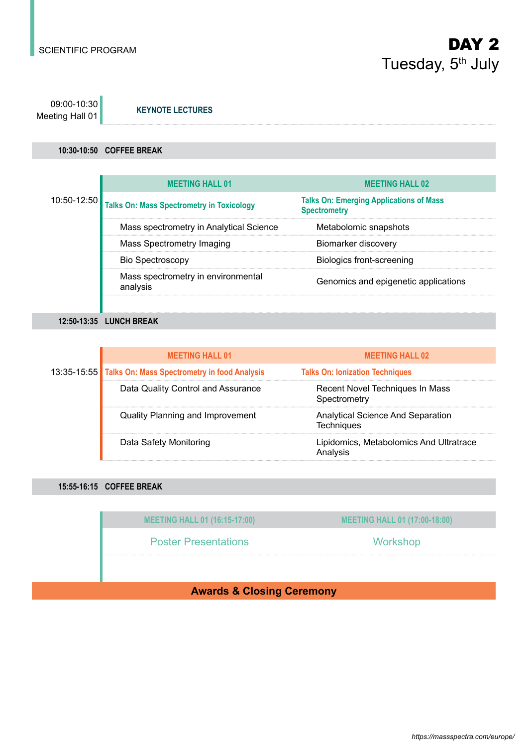SCIENTIFIC PROGRAM

# DAY 2
## Tuesday, 5th July

| Time | | |
|---|---|---|
| 09:00-10:30 Meeting Hall 01 | **KEYNOTE LECTURES** | |
| **10:30-10:50** | **COFFEE BREAK** | |
| | **MEETING HALL 01** | **MEETING HALL 02** |
| 10:50-12:50 | **Talks On: Mass Spectrometry in Toxicology** | **Talks On: Emerging Applications of Mass Spectrometry** |
| | Mass spectrometry in Analytical Science | Metabolomic snapshots |
| | Mass Spectrometry Imaging | Biomarker discovery |
| | Bio Spectroscopy | Biologics front-screening |
| | Mass spectrometry in environmental analysis | Genomics and epigenetic applications |
| **12:50-13:35** | **LUNCH BREAK** | |
| | **MEETING HALL 01** | **MEETING HALL 02** |
| 13:35-15:55 | **Talks On: Mass Spectrometry in food Analysis** | **Talks On: Ionization Techniques** |
| | Data Quality Control and Assurance | Recent Novel Techniques In Mass Spectrometry |
| | Quality Planning and Improvement | Analytical Science And Separation Techniques |
| | Data Safety Monitoring | Lipidomics, Metabolomics And Ultratrace Analysis |
| **15:55-16:15** | **COFFEE BREAK** | |
| | **MEETING HALL 01 (16:15-17:00)** | **MEETING HALL 01 (17:00-18:00)** |
| | Poster Presentations | Workshop |

**Awards & Closing Ceremony**

*https://massspectra.com/europe/*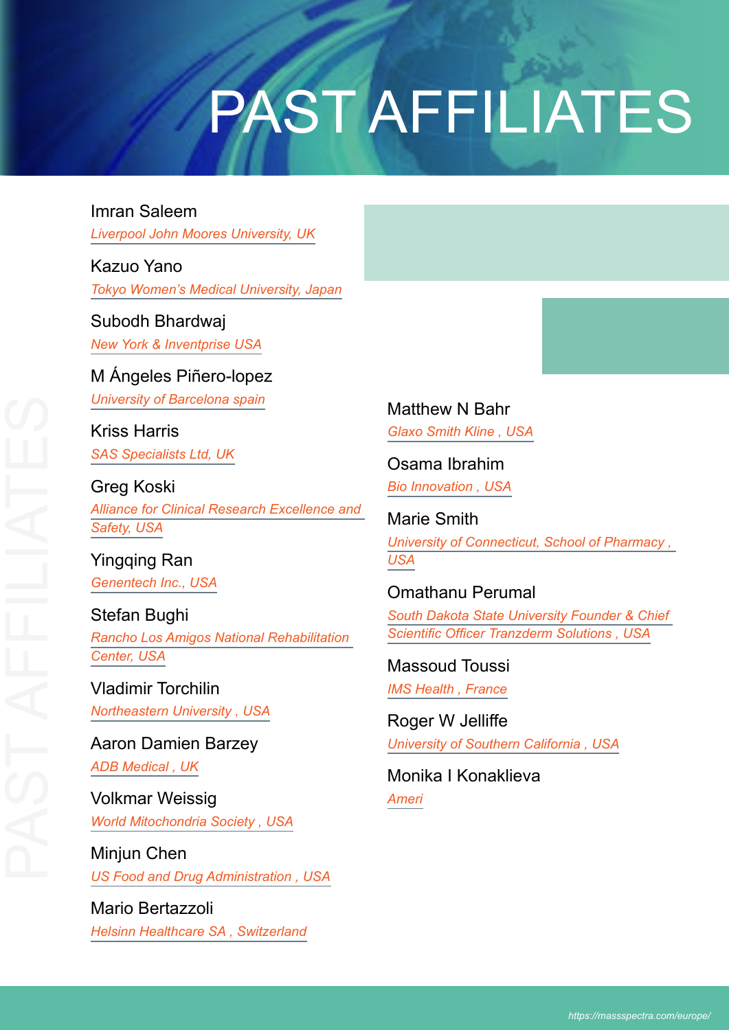# PAST AFFILIATES

Imran Saleem
*Liverpool John Moores University, UK*

Kazuo Yano
*Tokyo Women's Medical University, Japan*

Subodh Bhardwaj
*New York & Inventprise USA*

M Ángeles Piñero-lopez
*University of Barcelona spain*

Kriss Harris
*SAS Specialists Ltd, UK*

Greg Koski
*Alliance for Clinical Research Excellence and Safety, USA*

Yingqing Ran
*Genentech Inc., USA*

Stefan Bughi
*Rancho Los Amigos National Rehabilitation Center, USA*

Vladimir Torchilin
*Northeastern University , USA*

Aaron Damien Barzey
*ADB Medical , UK*

Volkmar Weissig
*World Mitochondria Society , USA*

Minjun Chen
*US Food and Drug Administration , USA*

Mario Bertazzoli
*Helsinn Healthcare SA , Switzerland*

Matthew N Bahr
*Glaxo Smith Kline , USA*

Osama Ibrahim
*Bio Innovation , USA*

Marie Smith
*University of Connecticut, School of Pharmacy , USA*

Omathanu Perumal
*South Dakota State University Founder & Chief Scientific Officer Tranzderm Solutions , USA*

Massoud Toussi
*IMS Health , France*

Roger W Jelliffe
*University of Southern California , USA*

Monika I Konaklieva
*Ameri*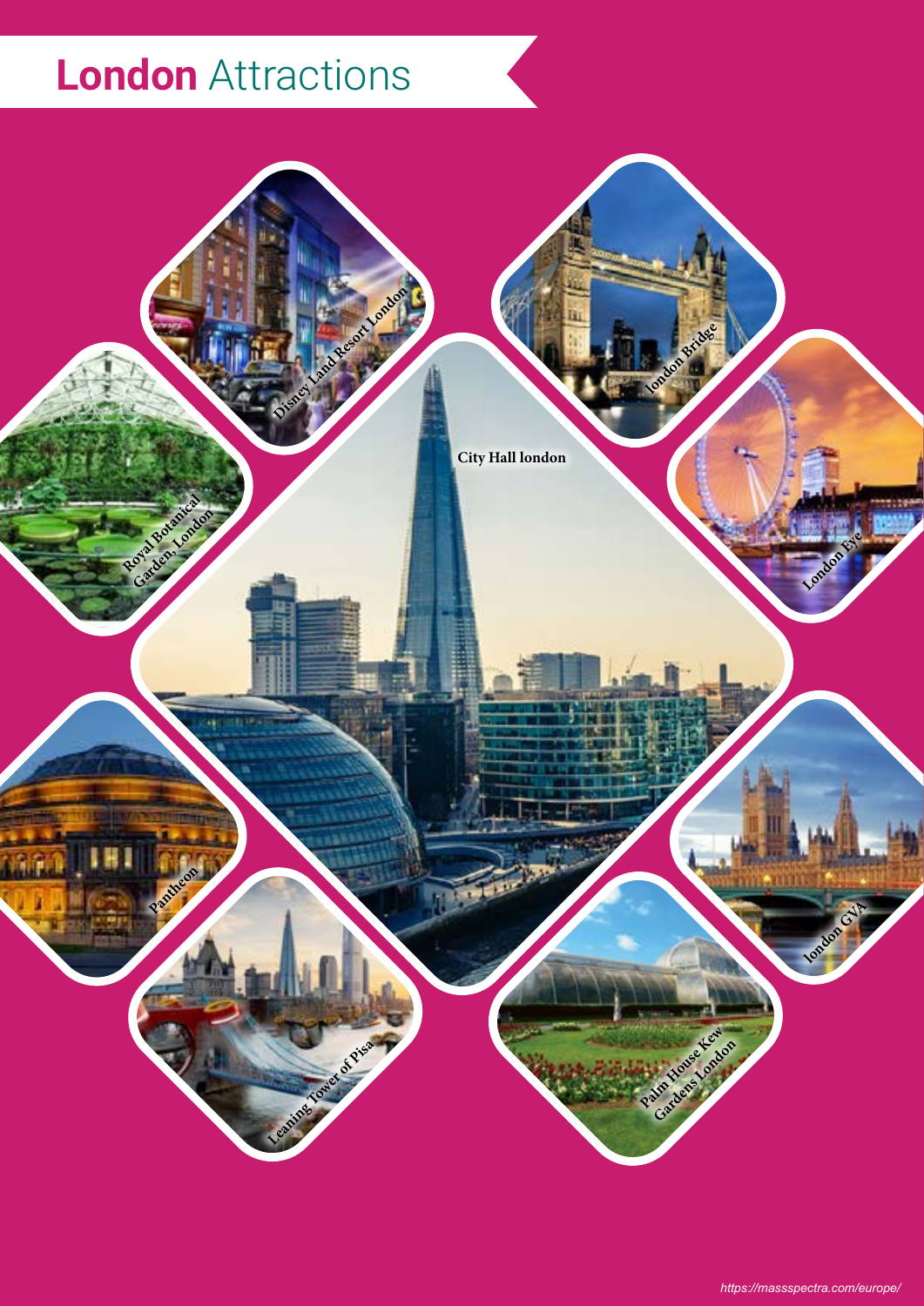# **London** Attractions

Disney Land Resort London

london Bridge

Royal Botanical Garden, London

City Hall london

London Eye

Pantheon

London GVA

Leaning Tower of Pisa

Palm House Kew Gardens London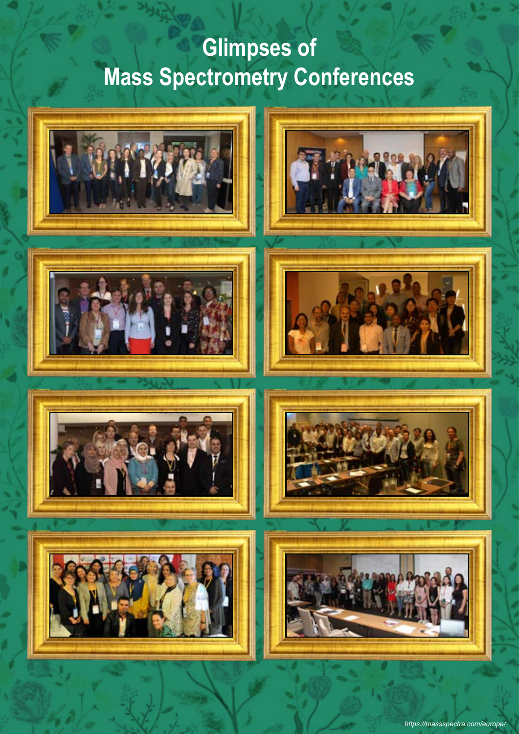# Glimpses of Mass Spectrometry Conferences

https://massspectra.com/europe/